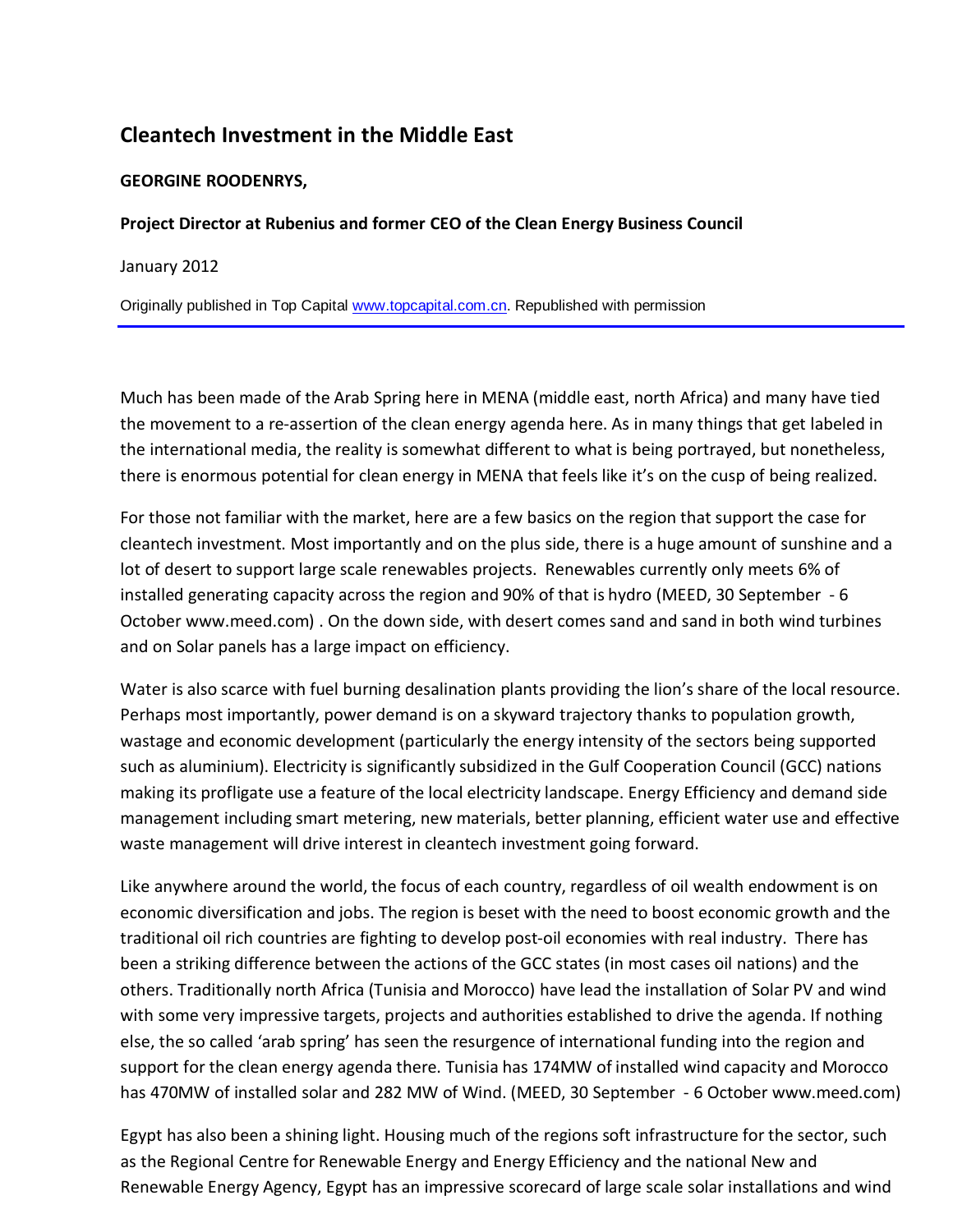# Cleantech Investment in the Middle East

**GEORGINE ROODENRYS,**

**Project Director at Rubenius and former CEO of the Clean Energy Business Council**

January 2012

Originally published in Top Capital [www.topcapital.com.cn](http://www.topcapital.com.cn). Republished with permission

---

Much has been made of the Arab Spring here in MENA (middle east, north Africa) and many have tied the movement to a re-assertion of the clean energy agenda here. As in many things that get labeled in the international media, the reality is somewhat different to what is being portrayed, but nonetheless, there is enormous potential for clean energy in MENA that feels like it's on the cusp of being realized.

For those not familiar with the market, here are a few basics on the region that support the case for cleantech investment. Most importantly and on the plus side, there is a huge amount of sunshine and a lot of desert to support large scale renewables projects. Renewables currently only meets 6% of installed generating capacity across the region and 90% of that is hydro (MEED, 30 September - 6 October www.meed.com) . On the down side, with desert comes sand and sand in both wind turbines and on Solar panels has a large impact on efficiency.

Water is also scarce with fuel burning desalination plants providing the lion's share of the local resource. Perhaps most importantly, power demand is on a skyward trajectory thanks to population growth, wastage and economic development (particularly the energy intensity of the sectors being supported such as aluminium). Electricity is significantly subsidized in the Gulf Cooperation Council (GCC) nations making its profligate use a feature of the local electricity landscape. Energy Efficiency and demand side management including smart metering, new materials, better planning, efficient water use and effective waste management will drive interest in cleantech investment going forward.

Like anywhere around the world, the focus of each country, regardless of oil wealth endowment is on economic diversification and jobs. The region is beset with the need to boost economic growth and the traditional oil rich countries are fighting to develop post-oil economies with real industry. There has been a striking difference between the actions of the GCC states (in most cases oil nations) and the others. Traditionally north Africa (Tunisia and Morocco) have lead the installation of Solar PV and wind with some very impressive targets, projects and authorities established to drive the agenda. If nothing else, the so called 'arab spring' has seen the resurgence of international funding into the region and support for the clean energy agenda there. Tunisia has 174MW of installed wind capacity and Morocco has 470MW of installed solar and 282 MW of Wind. (MEED, 30 September - 6 October www.meed.com)

Egypt has also been a shining light. Housing much of the regions soft infrastructure for the sector, such as the Regional Centre for Renewable Energy and Energy Efficiency and the national New and Renewable Energy Agency, Egypt has an impressive scorecard of large scale solar installations and wind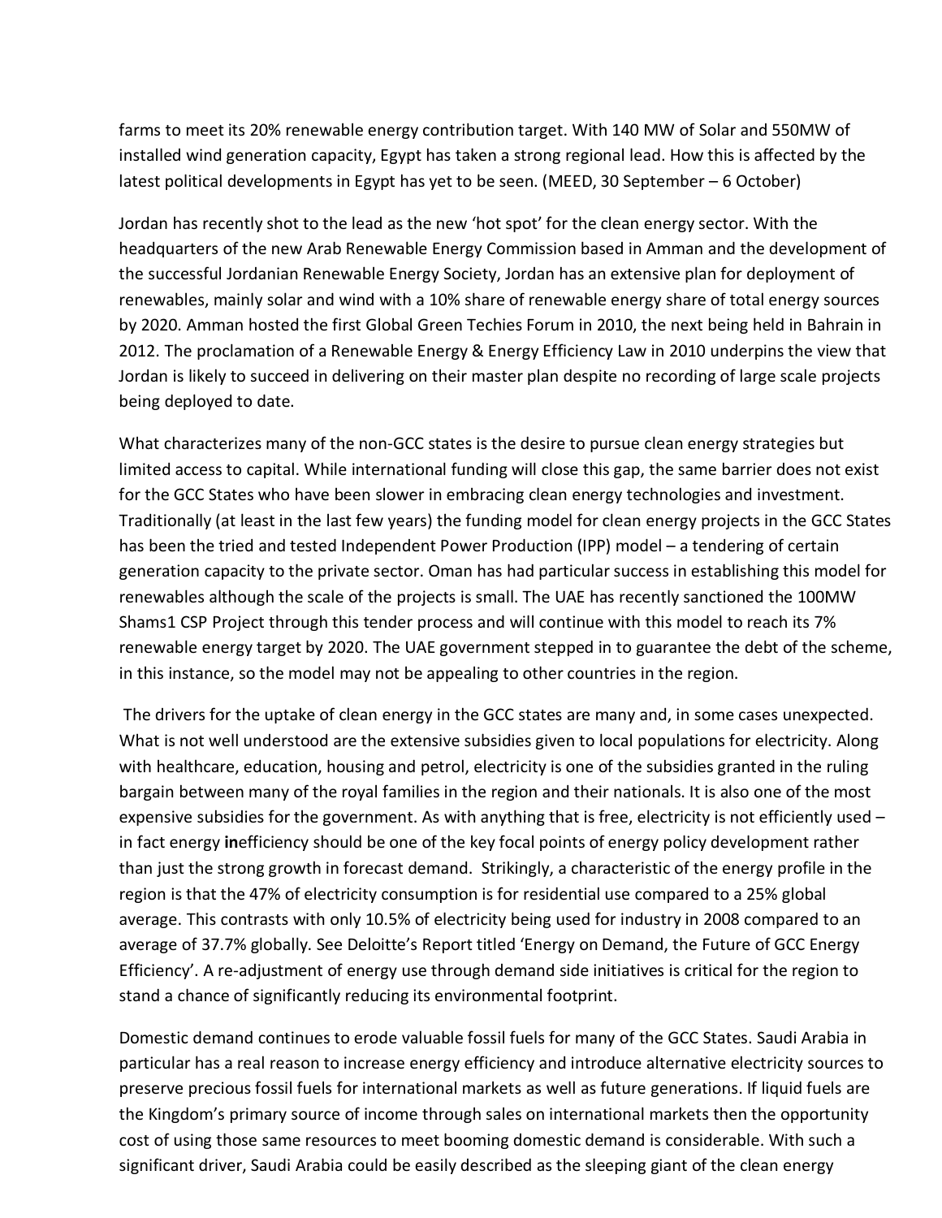farms to meet its 20% renewable energy contribution target. With 140 MW of Solar and 550MW of installed wind generation capacity, Egypt has taken a strong regional lead. How this is affected by the latest political developments in Egypt has yet to be seen. (MEED, 30 September – 6 October)

Jordan has recently shot to the lead as the new 'hot spot' for the clean energy sector. With the headquarters of the new Arab Renewable Energy Commission based in Amman and the development of the successful Jordanian Renewable Energy Society, Jordan has an extensive plan for deployment of renewables, mainly solar and wind with a 10% share of renewable energy share of total energy sources by 2020. Amman hosted the first Global Green Techies Forum in 2010, the next being held in Bahrain in 2012. The proclamation of a Renewable Energy & Energy Efficiency Law in 2010 underpins the view that Jordan is likely to succeed in delivering on their master plan despite no recording of large scale projects being deployed to date.

What characterizes many of the non-GCC states is the desire to pursue clean energy strategies but limited access to capital. While international funding will close this gap, the same barrier does not exist for the GCC States who have been slower in embracing clean energy technologies and investment. Traditionally (at least in the last few years) the funding model for clean energy projects in the GCC States has been the tried and tested Independent Power Production (IPP) model – a tendering of certain generation capacity to the private sector. Oman has had particular success in establishing this model for renewables although the scale of the projects is small. The UAE has recently sanctioned the 100MW Shams1 CSP Project through this tender process and will continue with this model to reach its 7% renewable energy target by 2020. The UAE government stepped in to guarantee the debt of the scheme, in this instance, so the model may not be appealing to other countries in the region.

The drivers for the uptake of clean energy in the GCC states are many and, in some cases unexpected. What is not well understood are the extensive subsidies given to local populations for electricity. Along with healthcare, education, housing and petrol, electricity is one of the subsidies granted in the ruling bargain between many of the royal families in the region and their nationals. It is also one of the most expensive subsidies for the government. As with anything that is free, electricity is not efficiently used – in fact energy **in**efficiency should be one of the key focal points of energy policy development rather than just the strong growth in forecast demand. Strikingly, a characteristic of the energy profile in the region is that the 47% of electricity consumption is for residential use compared to a 25% global average. This contrasts with only 10.5% of electricity being used for industry in 2008 compared to an average of 37.7% globally. See Deloitte's Report titled 'Energy on Demand, the Future of GCC Energy Efficiency'. A re-adjustment of energy use through demand side initiatives is critical for the region to stand a chance of significantly reducing its environmental footprint.

Domestic demand continues to erode valuable fossil fuels for many of the GCC States. Saudi Arabia in particular has a real reason to increase energy efficiency and introduce alternative electricity sources to preserve precious fossil fuels for international markets as well as future generations. If liquid fuels are the Kingdom's primary source of income through sales on international markets then the opportunity cost of using those same resources to meet booming domestic demand is considerable. With such a significant driver, Saudi Arabia could be easily described as the sleeping giant of the clean energy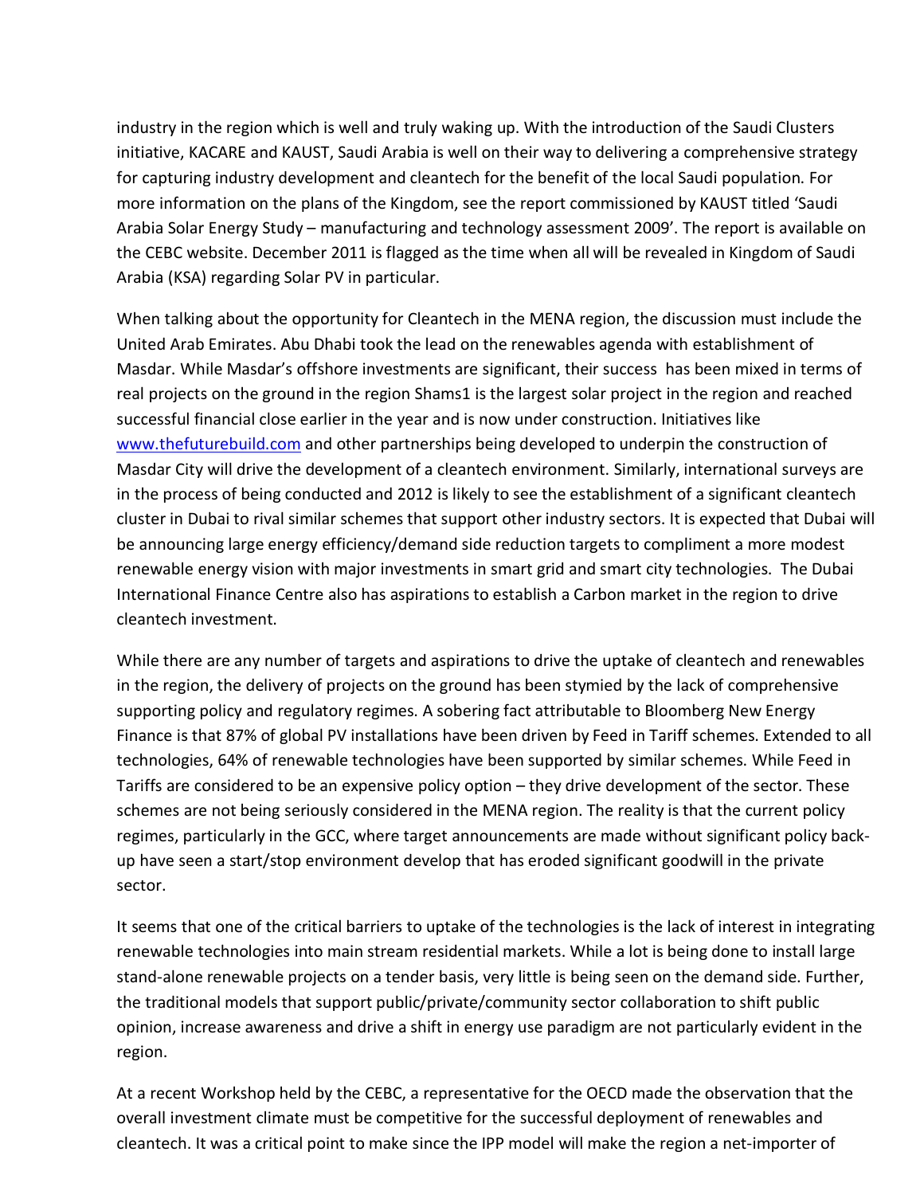industry in the region which is well and truly waking up. With the introduction of the Saudi Clusters initiative, KACARE and KAUST, Saudi Arabia is well on their way to delivering a comprehensive strategy for capturing industry development and cleantech for the benefit of the local Saudi population. For more information on the plans of the Kingdom, see the report commissioned by KAUST titled 'Saudi Arabia Solar Energy Study – manufacturing and technology assessment 2009'. The report is available on the CEBC website. December 2011 is flagged as the time when all will be revealed in Kingdom of Saudi Arabia (KSA) regarding Solar PV in particular.

When talking about the opportunity for Cleantech in the MENA region, the discussion must include the United Arab Emirates. Abu Dhabi took the lead on the renewables agenda with establishment of Masdar. While Masdar's offshore investments are significant, their success has been mixed in terms of real projects on the ground in the region Shams1 is the largest solar project in the region and reached successful financial close earlier in the year and is now under construction. Initiatives like [www.thefuturebuild.com](www.thefuturebuild.com) and other partnerships being developed to underpin the construction of Masdar City will drive the development of a cleantech environment. Similarly, international surveys are in the process of being conducted and 2012 is likely to see the establishment of a significant cleantech cluster in Dubai to rival similar schemes that support other industry sectors. It is expected that Dubai will be announcing large energy efficiency/demand side reduction targets to compliment a more modest renewable energy vision with major investments in smart grid and smart city technologies. The Dubai International Finance Centre also has aspirations to establish a Carbon market in the region to drive cleantech investment.

While there are any number of targets and aspirations to drive the uptake of cleantech and renewables in the region, the delivery of projects on the ground has been stymied by the lack of comprehensive supporting policy and regulatory regimes. A sobering fact attributable to Bloomberg New Energy Finance is that 87% of global PV installations have been driven by Feed in Tariff schemes. Extended to all technologies, 64% of renewable technologies have been supported by similar schemes. While Feed in Tariffs are considered to be an expensive policy option – they drive development of the sector. These schemes are not being seriously considered in the MENA region. The reality is that the current policy regimes, particularly in the GCC, where target announcements are made without significant policy back-up have seen a start/stop environment develop that has eroded significant goodwill in the private sector.

It seems that one of the critical barriers to uptake of the technologies is the lack of interest in integrating renewable technologies into main stream residential markets. While a lot is being done to install large stand-alone renewable projects on a tender basis, very little is being seen on the demand side. Further, the traditional models that support public/private/community sector collaboration to shift public opinion, increase awareness and drive a shift in energy use paradigm are not particularly evident in the region.

At a recent Workshop held by the CEBC, a representative for the OECD made the observation that the overall investment climate must be competitive for the successful deployment of renewables and cleantech. It was a critical point to make since the IPP model will make the region a net-importer of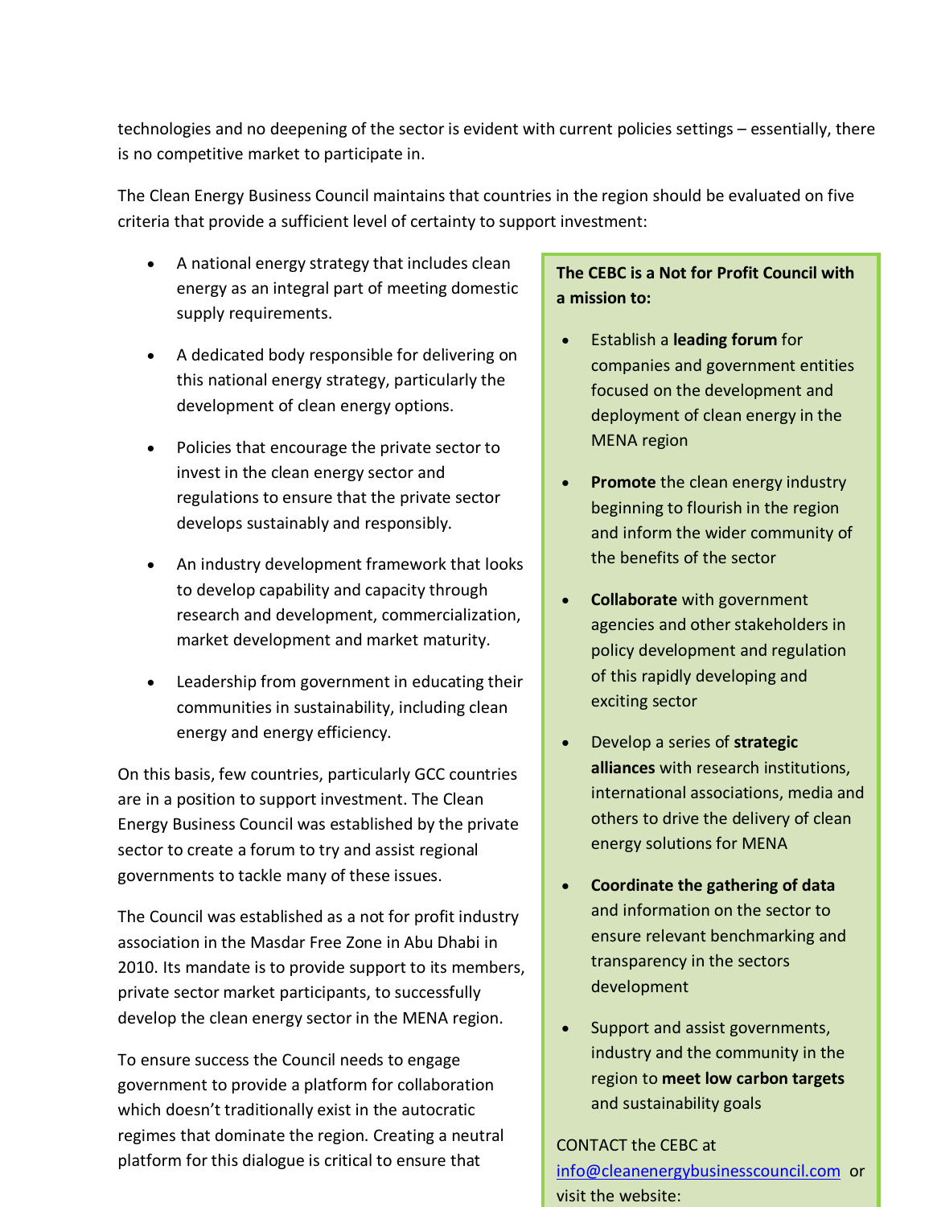technologies and no deepening of the sector is evident with current policies settings – essentially, there is no competitive market to participate in.

The Clean Energy Business Council maintains that countries in the region should be evaluated on five criteria that provide a sufficient level of certainty to support investment:

- A national energy strategy that includes clean energy as an integral part of meeting domestic supply requirements.
- A dedicated body responsible for delivering on this national energy strategy, particularly the development of clean energy options.
- Policies that encourage the private sector to invest in the clean energy sector and regulations to ensure that the private sector develops sustainably and responsibly.
- An industry development framework that looks to develop capability and capacity through research and development, commercialization, market development and market maturity.
- Leadership from government in educating their communities in sustainability, including clean energy and energy efficiency.

On this basis, few countries, particularly GCC countries are in a position to support investment. The Clean Energy Business Council was established by the private sector to create a forum to try and assist regional governments to tackle many of these issues.

The Council was established as a not for profit industry association in the Masdar Free Zone in Abu Dhabi in 2010. Its mandate is to provide support to its members, private sector market participants, to successfully develop the clean energy sector in the MENA region.

To ensure success the Council needs to engage government to provide a platform for collaboration which doesn't traditionally exist in the autocratic regimes that dominate the region. Creating a neutral platform for this dialogue is critical to ensure that

**The CEBC is a Not for Profit Council with a mission to:**

- Establish a **leading forum** for companies and government entities focused on the development and deployment of clean energy in the MENA region
- **Promote** the clean energy industry beginning to flourish in the region and inform the wider community of the benefits of the sector
- **Collaborate** with government agencies and other stakeholders in policy development and regulation of this rapidly developing and exciting sector
- Develop a series of **strategic alliances** with research institutions, international associations, media and others to drive the delivery of clean energy solutions for MENA
- **Coordinate the gathering of data** and information on the sector to ensure relevant benchmarking and transparency in the sectors development
- Support and assist governments, industry and the community in the region to **meet low carbon targets** and sustainability goals

CONTACT the CEBC at info@cleanenergybusinesscouncil.com or visit the website: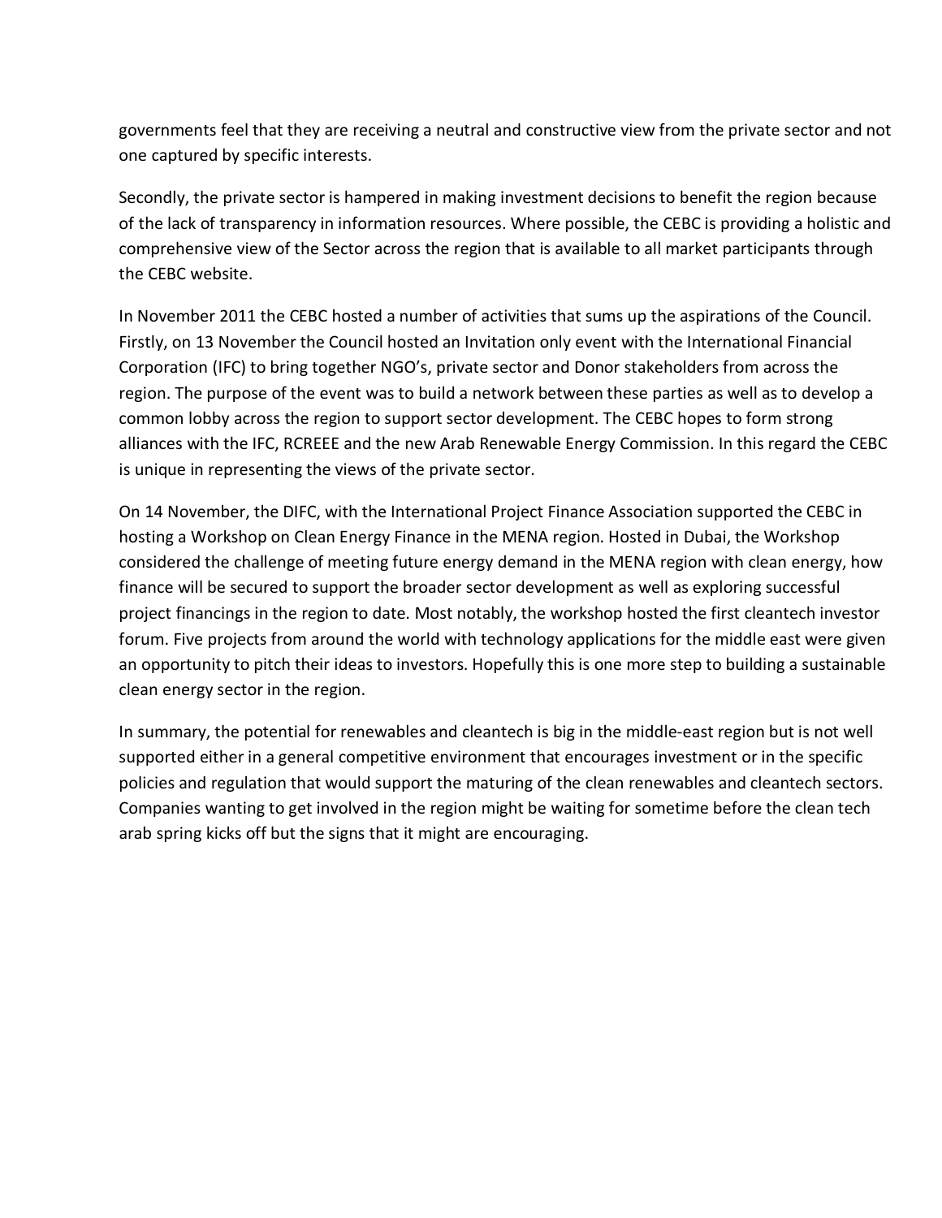governments feel that they are receiving a neutral and constructive view from the private sector and not one captured by specific interests.

Secondly, the private sector is hampered in making investment decisions to benefit the region because of the lack of transparency in information resources. Where possible, the CEBC is providing a holistic and comprehensive view of the Sector across the region that is available to all market participants through the CEBC website.

In November 2011 the CEBC hosted a number of activities that sums up the aspirations of the Council. Firstly, on 13 November the Council hosted an Invitation only event with the International Financial Corporation (IFC) to bring together NGO's, private sector and Donor stakeholders from across the region. The purpose of the event was to build a network between these parties as well as to develop a common lobby across the region to support sector development. The CEBC hopes to form strong alliances with the IFC, RCREEE and the new Arab Renewable Energy Commission. In this regard the CEBC is unique in representing the views of the private sector.

On 14 November, the DIFC, with the International Project Finance Association supported the CEBC in hosting a Workshop on Clean Energy Finance in the MENA region. Hosted in Dubai, the Workshop considered the challenge of meeting future energy demand in the MENA region with clean energy, how finance will be secured to support the broader sector development as well as exploring successful project financings in the region to date. Most notably, the workshop hosted the first cleantech investor forum. Five projects from around the world with technology applications for the middle east were given an opportunity to pitch their ideas to investors. Hopefully this is one more step to building a sustainable clean energy sector in the region.

In summary, the potential for renewables and cleantech is big in the middle-east region but is not well supported either in a general competitive environment that encourages investment or in the specific policies and regulation that would support the maturing of the clean renewables and cleantech sectors. Companies wanting to get involved in the region might be waiting for sometime before the clean tech arab spring kicks off but the signs that it might are encouraging.